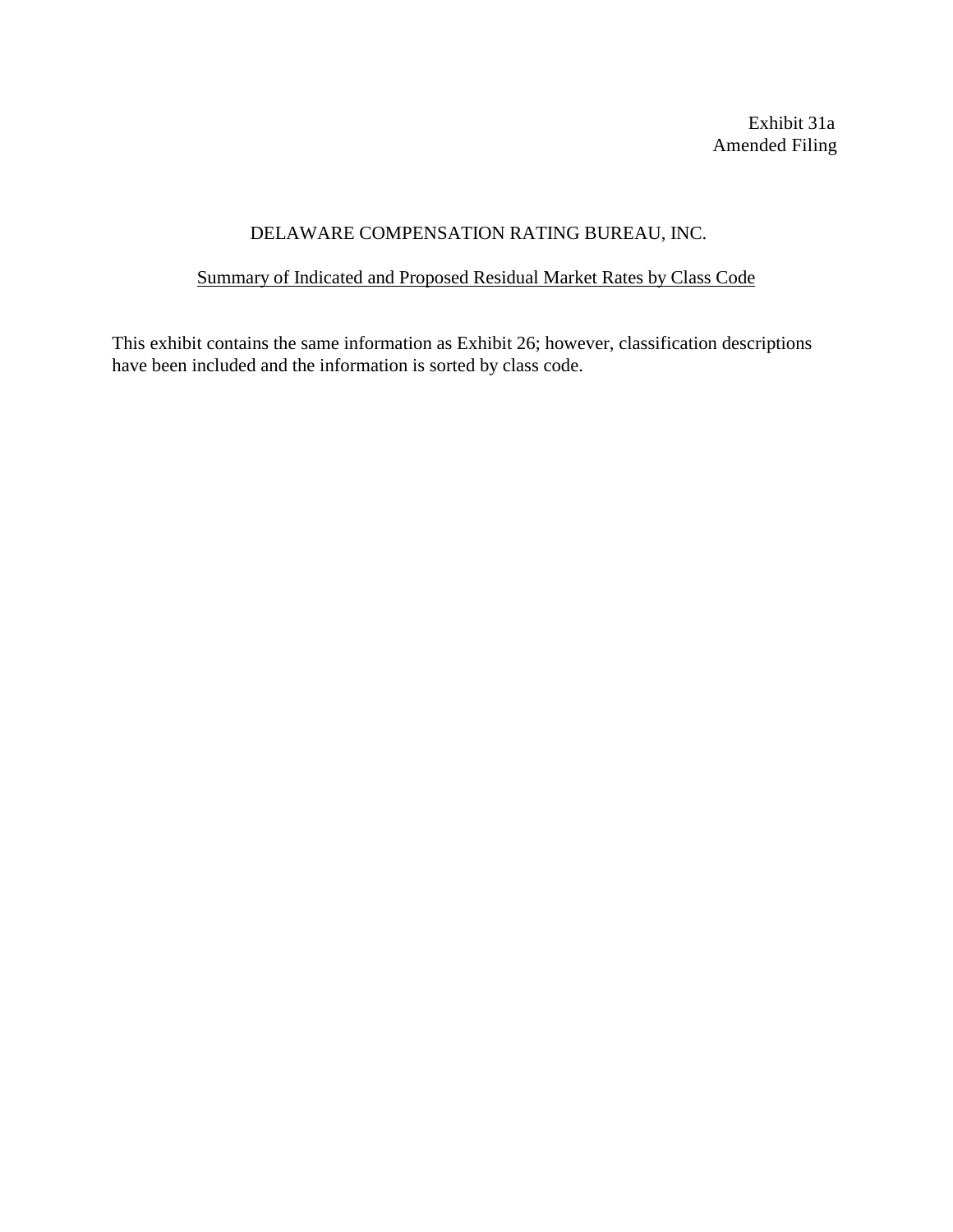Exhibit 31a
Amended Filing

# DELAWARE COMPENSATION RATING BUREAU, INC.

## Summary of Indicated and Proposed Residual Market Rates by Class Code

This exhibit contains the same information as Exhibit 26; however, classification descriptions have been included and the information is sorted by class code.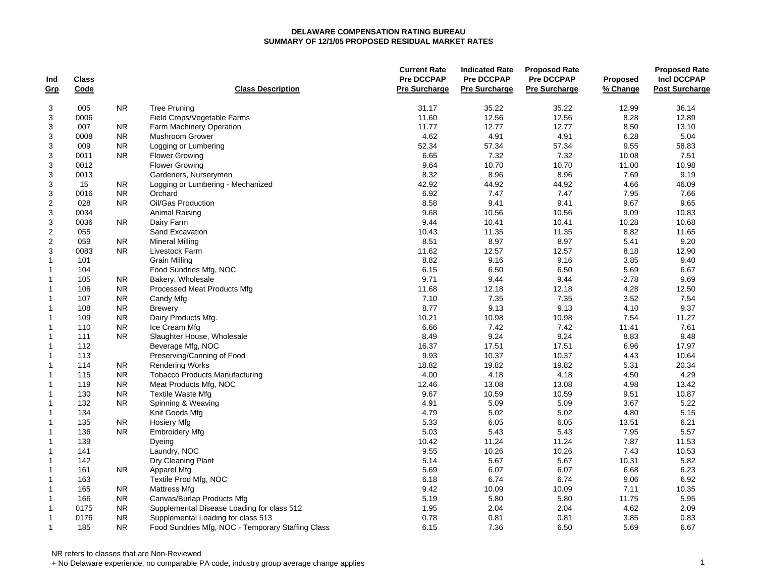**DELAWARE COMPENSATION RATING BUREAU**
**SUMMARY OF 12/1/05 PROPOSED RESIDUAL MARKET RATES**

| Ind Grp | Class Code | | Class Description | Current Rate Pre DCCPAP Pre Surcharge | Indicated Rate Pre DCCPAP Pre Surcharge | Proposed Rate Pre DCCPAP Pre Surcharge | Proposed % Change | Proposed Rate Incl DCCPAP Post Surcharge |
|---|---|---|---|---|---|---|---|---|
| 3 | 005 | NR | Tree Pruning | 31.17 | 35.22 | 35.22 | 12.99 | 36.14 |
| 3 | 0006 | | Field Crops/Vegetable Farms | 11.60 | 12.56 | 12.56 | 8.28 | 12.89 |
| 3 | 007 | NR | Farm Machinery Operation | 11.77 | 12.77 | 12.77 | 8.50 | 13.10 |
| 3 | 0008 | NR | Mushroom Grower | 4.62 | 4.91 | 4.91 | 6.28 | 5.04 |
| 3 | 009 | NR | Logging or Lumbering | 52.34 | 57.34 | 57.34 | 9.55 | 58.83 |
| 3 | 0011 | NR | Flower Growing | 6.65 | 7.32 | 7.32 | 10.08 | 7.51 |
| 3 | 0012 | | Flower Growing | 9.64 | 10.70 | 10.70 | 11.00 | 10.98 |
| 3 | 0013 | | Gardeners, Nurserymen | 8.32 | 8.96 | 8.96 | 7.69 | 9.19 |
| 3 | 15 | NR | Logging or Lumbering - Mechanized | 42.92 | 44.92 | 44.92 | 4.66 | 46.09 |
| 3 | 0016 | NR | Orchard | 6.92 | 7.47 | 7.47 | 7.95 | 7.66 |
| 2 | 028 | NR | Oil/Gas Production | 8.58 | 9.41 | 9.41 | 9.67 | 9.65 |
| 3 | 0034 | | Animal Raising | 9.68 | 10.56 | 10.56 | 9.09 | 10.83 |
| 3 | 0036 | NR | Dairy Farm | 9.44 | 10.41 | 10.41 | 10.28 | 10.68 |
| 2 | 055 | | Sand Excavation | 10.43 | 11.35 | 11.35 | 8.82 | 11.65 |
| 2 | 059 | NR | Mineral Milling | 8.51 | 8.97 | 8.97 | 5.41 | 9.20 |
| 3 | 0083 | NR | Livestock Farm | 11.62 | 12.57 | 12.57 | 8.18 | 12.90 |
| 1 | 101 | | Grain Milling | 8.82 | 9.16 | 9.16 | 3.85 | 9.40 |
| 1 | 104 | | Food Sundries Mfg, NOC | 6.15 | 6.50 | 6.50 | 5.69 | 6.67 |
| 1 | 105 | NR | Bakery, Wholesale | 9.71 | 9.44 | 9.44 | -2.78 | 9.69 |
| 1 | 106 | NR | Processed Meat Products Mfg | 11.68 | 12.18 | 12.18 | 4.28 | 12.50 |
| 1 | 107 | NR | Candy Mfg | 7.10 | 7.35 | 7.35 | 3.52 | 7.54 |
| 1 | 108 | NR | Brewery | 8.77 | 9.13 | 9.13 | 4.10 | 9.37 |
| 1 | 109 | NR | Dairy Products Mfg. | 10.21 | 10.98 | 10.98 | 7.54 | 11.27 |
| 1 | 110 | NR | Ice Cream Mfg | 6.66 | 7.42 | 7.42 | 11.41 | 7.61 |
| 1 | 111 | NR | Slaughter House, Wholesale | 8.49 | 9.24 | 9.24 | 8.83 | 9.48 |
| 1 | 112 | | Beverage Mfg, NOC | 16.37 | 17.51 | 17.51 | 6.96 | 17.97 |
| 1 | 113 | | Preserving/Canning of Food | 9.93 | 10.37 | 10.37 | 4.43 | 10.64 |
| 1 | 114 | NR | Rendering Works | 18.82 | 19.82 | 19.82 | 5.31 | 20.34 |
| 1 | 115 | NR | Tobacco Products Manufacturing | 4.00 | 4.18 | 4.18 | 4.50 | 4.29 |
| 1 | 119 | NR | Meat Products Mfg, NOC | 12.46 | 13.08 | 13.08 | 4.98 | 13.42 |
| 1 | 130 | NR | Textile Waste Mfg | 9.67 | 10.59 | 10.59 | 9.51 | 10.87 |
| 1 | 132 | NR | Spinning & Weaving | 4.91 | 5.09 | 5.09 | 3.67 | 5.22 |
| 1 | 134 | | Knit Goods Mfg | 4.79 | 5.02 | 5.02 | 4.80 | 5.15 |
| 1 | 135 | NR | Hosiery Mfg | 5.33 | 6.05 | 6.05 | 13.51 | 6.21 |
| 1 | 136 | NR | Embroidery Mfg | 5.03 | 5.43 | 5.43 | 7.95 | 5.57 |
| 1 | 139 | | Dyeing | 10.42 | 11.24 | 11.24 | 7.87 | 11.53 |
| 1 | 141 | | Laundry, NOC | 9.55 | 10.26 | 10.26 | 7.43 | 10.53 |
| 1 | 142 | | Dry Cleaning Plant | 5.14 | 5.67 | 5.67 | 10.31 | 5.82 |
| 1 | 161 | NR | Apparel Mfg | 5.69 | 6.07 | 6.07 | 6.68 | 6.23 |
| 1 | 163 | | Textile Prod Mfg, NOC | 6.18 | 6.74 | 6.74 | 9.06 | 6.92 |
| 1 | 165 | NR | Mattress Mfg | 9.42 | 10.09 | 10.09 | 7.11 | 10.35 |
| 1 | 166 | NR | Canvas/Burlap Products Mfg | 5.19 | 5.80 | 5.80 | 11.75 | 5.95 |
| 1 | 0175 | NR | Supplemental Disease Loading for class 512 | 1.95 | 2.04 | 2.04 | 4.62 | 2.09 |
| 1 | 0176 | NR | Supplemental Loading for class 513 | 0.78 | 0.81 | 0.81 | 3.85 | 0.83 |
| 1 | 185 | NR | Food Sundries Mfg, NOC - Temporary Staffing Class | 6.15 | 7.36 | 6.50 | 5.69 | 6.67 |

NR refers to classes that are Non-Reviewed

+ No Delaware experience, no comparable PA code, industry group average change applies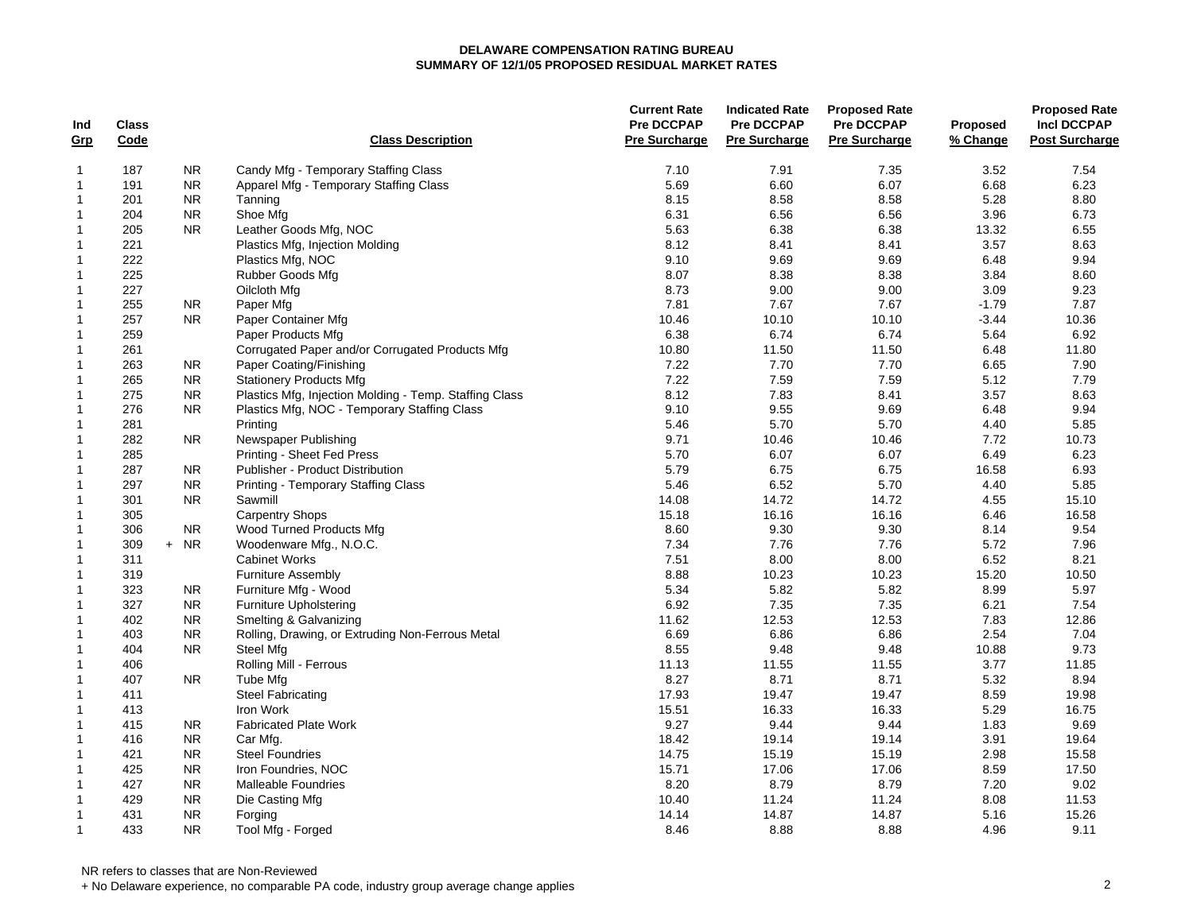**DELAWARE COMPENSATION RATING BUREAU**
**SUMMARY OF 12/1/05 PROPOSED RESIDUAL MARKET RATES**

| Ind Grp | Class Code | | Class Description | Current Rate Pre DCCPAP Pre Surcharge | Indicated Rate Pre DCCPAP Pre Surcharge | Proposed Rate Pre DCCPAP Pre Surcharge | Proposed % Change | Proposed Rate Incl DCCPAP Post Surcharge |
|---|---|---|---|---|---|---|---|---|
| 1 | 187 | NR | Candy Mfg - Temporary Staffing Class | 7.10 | 7.91 | 7.35 | 3.52 | 7.54 |
| 1 | 191 | NR | Apparel Mfg - Temporary Staffing Class | 5.69 | 6.60 | 6.07 | 6.68 | 6.23 |
| 1 | 201 | NR | Tanning | 8.15 | 8.58 | 8.58 | 5.28 | 8.80 |
| 1 | 204 | NR | Shoe Mfg | 6.31 | 6.56 | 6.56 | 3.96 | 6.73 |
| 1 | 205 | NR | Leather Goods Mfg, NOC | 5.63 | 6.38 | 6.38 | 13.32 | 6.55 |
| 1 | 221 | | Plastics Mfg, Injection Molding | 8.12 | 8.41 | 8.41 | 3.57 | 8.63 |
| 1 | 222 | | Plastics Mfg, NOC | 9.10 | 9.69 | 9.69 | 6.48 | 9.94 |
| 1 | 225 | | Rubber Goods Mfg | 8.07 | 8.38 | 8.38 | 3.84 | 8.60 |
| 1 | 227 | | Oilcloth Mfg | 8.73 | 9.00 | 9.00 | 3.09 | 9.23 |
| 1 | 255 | NR | Paper Mfg | 7.81 | 7.67 | 7.67 | -1.79 | 7.87 |
| 1 | 257 | NR | Paper Container Mfg | 10.46 | 10.10 | 10.10 | -3.44 | 10.36 |
| 1 | 259 | | Paper Products Mfg | 6.38 | 6.74 | 6.74 | 5.64 | 6.92 |
| 1 | 261 | | Corrugated Paper and/or Corrugated Products Mfg | 10.80 | 11.50 | 11.50 | 6.48 | 11.80 |
| 1 | 263 | NR | Paper Coating/Finishing | 7.22 | 7.70 | 7.70 | 6.65 | 7.90 |
| 1 | 265 | NR | Stationery Products Mfg | 7.22 | 7.59 | 7.59 | 5.12 | 7.79 |
| 1 | 275 | NR | Plastics Mfg, Injection Molding - Temp. Staffing Class | 8.12 | 7.83 | 8.41 | 3.57 | 8.63 |
| 1 | 276 | NR | Plastics Mfg, NOC - Temporary Staffing Class | 9.10 | 9.55 | 9.69 | 6.48 | 9.94 |
| 1 | 281 | | Printing | 5.46 | 5.70 | 5.70 | 4.40 | 5.85 |
| 1 | 282 | NR | Newspaper Publishing | 9.71 | 10.46 | 10.46 | 7.72 | 10.73 |
| 1 | 285 | | Printing - Sheet Fed Press | 5.70 | 6.07 | 6.07 | 6.49 | 6.23 |
| 1 | 287 | NR | Publisher - Product Distribution | 5.79 | 6.75 | 6.75 | 16.58 | 6.93 |
| 1 | 297 | NR | Printing - Temporary Staffing Class | 5.46 | 6.52 | 5.70 | 4.40 | 5.85 |
| 1 | 301 | NR | Sawmill | 14.08 | 14.72 | 14.72 | 4.55 | 15.10 |
| 1 | 305 | | Carpentry Shops | 15.18 | 16.16 | 16.16 | 6.46 | 16.58 |
| 1 | 306 | NR | Wood Turned Products Mfg | 8.60 | 9.30 | 9.30 | 8.14 | 9.54 |
| 1 | 309 | + NR | Woodenware Mfg., N.O.C. | 7.34 | 7.76 | 7.76 | 5.72 | 7.96 |
| 1 | 311 | | Cabinet Works | 7.51 | 8.00 | 8.00 | 6.52 | 8.21 |
| 1 | 319 | | Furniture Assembly | 8.88 | 10.23 | 10.23 | 15.20 | 10.50 |
| 1 | 323 | NR | Furniture Mfg - Wood | 5.34 | 5.82 | 5.82 | 8.99 | 5.97 |
| 1 | 327 | NR | Furniture Upholstering | 6.92 | 7.35 | 7.35 | 6.21 | 7.54 |
| 1 | 402 | NR | Smelting & Galvanizing | 11.62 | 12.53 | 12.53 | 7.83 | 12.86 |
| 1 | 403 | NR | Rolling, Drawing, or Extruding Non-Ferrous Metal | 6.69 | 6.86 | 6.86 | 2.54 | 7.04 |
| 1 | 404 | NR | Steel Mfg | 8.55 | 9.48 | 9.48 | 10.88 | 9.73 |
| 1 | 406 | | Rolling Mill - Ferrous | 11.13 | 11.55 | 11.55 | 3.77 | 11.85 |
| 1 | 407 | NR | Tube Mfg | 8.27 | 8.71 | 8.71 | 5.32 | 8.94 |
| 1 | 411 | | Steel Fabricating | 17.93 | 19.47 | 19.47 | 8.59 | 19.98 |
| 1 | 413 | | Iron Work | 15.51 | 16.33 | 16.33 | 5.29 | 16.75 |
| 1 | 415 | NR | Fabricated Plate Work | 9.27 | 9.44 | 9.44 | 1.83 | 9.69 |
| 1 | 416 | NR | Car Mfg. | 18.42 | 19.14 | 19.14 | 3.91 | 19.64 |
| 1 | 421 | NR | Steel Foundries | 14.75 | 15.19 | 15.19 | 2.98 | 15.58 |
| 1 | 425 | NR | Iron Foundries, NOC | 15.71 | 17.06 | 17.06 | 8.59 | 17.50 |
| 1 | 427 | NR | Malleable Foundries | 8.20 | 8.79 | 8.79 | 7.20 | 9.02 |
| 1 | 429 | NR | Die Casting Mfg | 10.40 | 11.24 | 11.24 | 8.08 | 11.53 |
| 1 | 431 | NR | Forging | 14.14 | 14.87 | 14.87 | 5.16 | 15.26 |
| 1 | 433 | NR | Tool Mfg - Forged | 8.46 | 8.88 | 8.88 | 4.96 | 9.11 |

NR refers to classes that are Non-Reviewed

+ No Delaware experience, no comparable PA code, industry group average change applies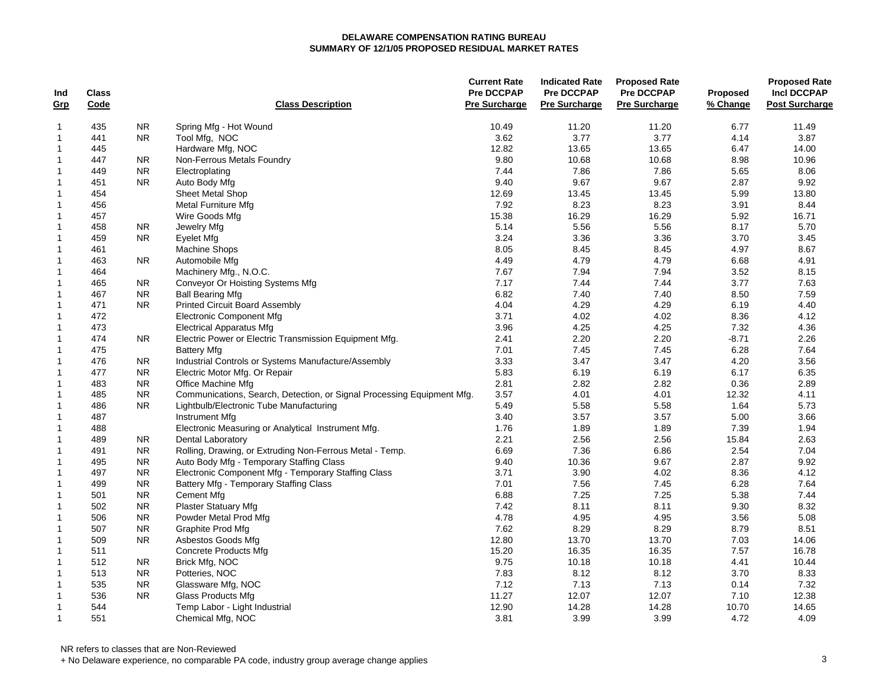**DELAWARE COMPENSATION RATING BUREAU**
**SUMMARY OF 12/1/05 PROPOSED RESIDUAL MARKET RATES**

| Ind Grp | Class Code | | Class Description | Current Rate Pre DCCPAP Pre Surcharge | Indicated Rate Pre DCCPAP Pre Surcharge | Proposed Rate Pre DCCPAP Pre Surcharge | Proposed % Change | Proposed Rate Incl DCCPAP Post Surcharge |
|---|---|---|---|---|---|---|---|---|
| 1 | 435 | NR | Spring Mfg - Hot Wound | 10.49 | 11.20 | 11.20 | 6.77 | 11.49 |
| 1 | 441 | NR | Tool Mfg, NOC | 3.62 | 3.77 | 3.77 | 4.14 | 3.87 |
| 1 | 445 | | Hardware Mfg, NOC | 12.82 | 13.65 | 13.65 | 6.47 | 14.00 |
| 1 | 447 | NR | Non-Ferrous Metals Foundry | 9.80 | 10.68 | 10.68 | 8.98 | 10.96 |
| 1 | 449 | NR | Electroplating | 7.44 | 7.86 | 7.86 | 5.65 | 8.06 |
| 1 | 451 | NR | Auto Body Mfg | 9.40 | 9.67 | 9.67 | 2.87 | 9.92 |
| 1 | 454 | | Sheet Metal Shop | 12.69 | 13.45 | 13.45 | 5.99 | 13.80 |
| 1 | 456 | | Metal Furniture Mfg | 7.92 | 8.23 | 8.23 | 3.91 | 8.44 |
| 1 | 457 | | Wire Goods Mfg | 15.38 | 16.29 | 16.29 | 5.92 | 16.71 |
| 1 | 458 | NR | Jewelry Mfg | 5.14 | 5.56 | 5.56 | 8.17 | 5.70 |
| 1 | 459 | NR | Eyelet Mfg | 3.24 | 3.36 | 3.36 | 3.70 | 3.45 |
| 1 | 461 | | Machine Shops | 8.05 | 8.45 | 8.45 | 4.97 | 8.67 |
| 1 | 463 | NR | Automobile Mfg | 4.49 | 4.79 | 4.79 | 6.68 | 4.91 |
| 1 | 464 | | Machinery Mfg., N.O.C. | 7.67 | 7.94 | 7.94 | 3.52 | 8.15 |
| 1 | 465 | NR | Conveyor Or Hoisting Systems Mfg | 7.17 | 7.44 | 7.44 | 3.77 | 7.63 |
| 1 | 467 | NR | Ball Bearing Mfg | 6.82 | 7.40 | 7.40 | 8.50 | 7.59 |
| 1 | 471 | NR | Printed Circuit Board Assembly | 4.04 | 4.29 | 4.29 | 6.19 | 4.40 |
| 1 | 472 | | Electronic Component Mfg | 3.71 | 4.02 | 4.02 | 8.36 | 4.12 |
| 1 | 473 | | Electrical Apparatus Mfg | 3.96 | 4.25 | 4.25 | 7.32 | 4.36 |
| 1 | 474 | NR | Electric Power or Electric Transmission Equipment Mfg. | 2.41 | 2.20 | 2.20 | -8.71 | 2.26 |
| 1 | 475 | | Battery Mfg | 7.01 | 7.45 | 7.45 | 6.28 | 7.64 |
| 1 | 476 | NR | Industrial Controls or Systems Manufacture/Assembly | 3.33 | 3.47 | 3.47 | 4.20 | 3.56 |
| 1 | 477 | NR | Electric Motor Mfg. Or Repair | 5.83 | 6.19 | 6.19 | 6.17 | 6.35 |
| 1 | 483 | NR | Office Machine Mfg | 2.81 | 2.82 | 2.82 | 0.36 | 2.89 |
| 1 | 485 | NR | Communications, Search, Detection, or Signal Processing Equipment Mfg. | 3.57 | 4.01 | 4.01 | 12.32 | 4.11 |
| 1 | 486 | NR | Lightbulb/Electronic Tube Manufacturing | 5.49 | 5.58 | 5.58 | 1.64 | 5.73 |
| 1 | 487 | | Instrument Mfg | 3.40 | 3.57 | 3.57 | 5.00 | 3.66 |
| 1 | 488 | | Electronic Measuring or Analytical Instrument Mfg. | 1.76 | 1.89 | 1.89 | 7.39 | 1.94 |
| 1 | 489 | NR | Dental Laboratory | 2.21 | 2.56 | 2.56 | 15.84 | 2.63 |
| 1 | 491 | NR | Rolling, Drawing, or Extruding Non-Ferrous Metal - Temp. | 6.69 | 7.36 | 6.86 | 2.54 | 7.04 |
| 1 | 495 | NR | Auto Body Mfg - Temporary Staffing Class | 9.40 | 10.36 | 9.67 | 2.87 | 9.92 |
| 1 | 497 | NR | Electronic Component Mfg - Temporary Staffing Class | 3.71 | 3.90 | 4.02 | 8.36 | 4.12 |
| 1 | 499 | NR | Battery Mfg - Temporary Staffing Class | 7.01 | 7.56 | 7.45 | 6.28 | 7.64 |
| 1 | 501 | NR | Cement Mfg | 6.88 | 7.25 | 7.25 | 5.38 | 7.44 |
| 1 | 502 | NR | Plaster Statuary Mfg | 7.42 | 8.11 | 8.11 | 9.30 | 8.32 |
| 1 | 506 | NR | Powder Metal Prod Mfg | 4.78 | 4.95 | 4.95 | 3.56 | 5.08 |
| 1 | 507 | NR | Graphite Prod Mfg | 7.62 | 8.29 | 8.29 | 8.79 | 8.51 |
| 1 | 509 | NR | Asbestos Goods Mfg | 12.80 | 13.70 | 13.70 | 7.03 | 14.06 |
| 1 | 511 | | Concrete Products Mfg | 15.20 | 16.35 | 16.35 | 7.57 | 16.78 |
| 1 | 512 | NR | Brick Mfg, NOC | 9.75 | 10.18 | 10.18 | 4.41 | 10.44 |
| 1 | 513 | NR | Potteries, NOC | 7.83 | 8.12 | 8.12 | 3.70 | 8.33 |
| 1 | 535 | NR | Glassware Mfg, NOC | 7.12 | 7.13 | 7.13 | 0.14 | 7.32 |
| 1 | 536 | NR | Glass Products Mfg | 11.27 | 12.07 | 12.07 | 7.10 | 12.38 |
| 1 | 544 | | Temp Labor - Light Industrial | 12.90 | 14.28 | 14.28 | 10.70 | 14.65 |
| 1 | 551 | | Chemical Mfg, NOC | 3.81 | 3.99 | 3.99 | 4.72 | 4.09 |

NR refers to classes that are Non-Reviewed

+ No Delaware experience, no comparable PA code, industry group average change applies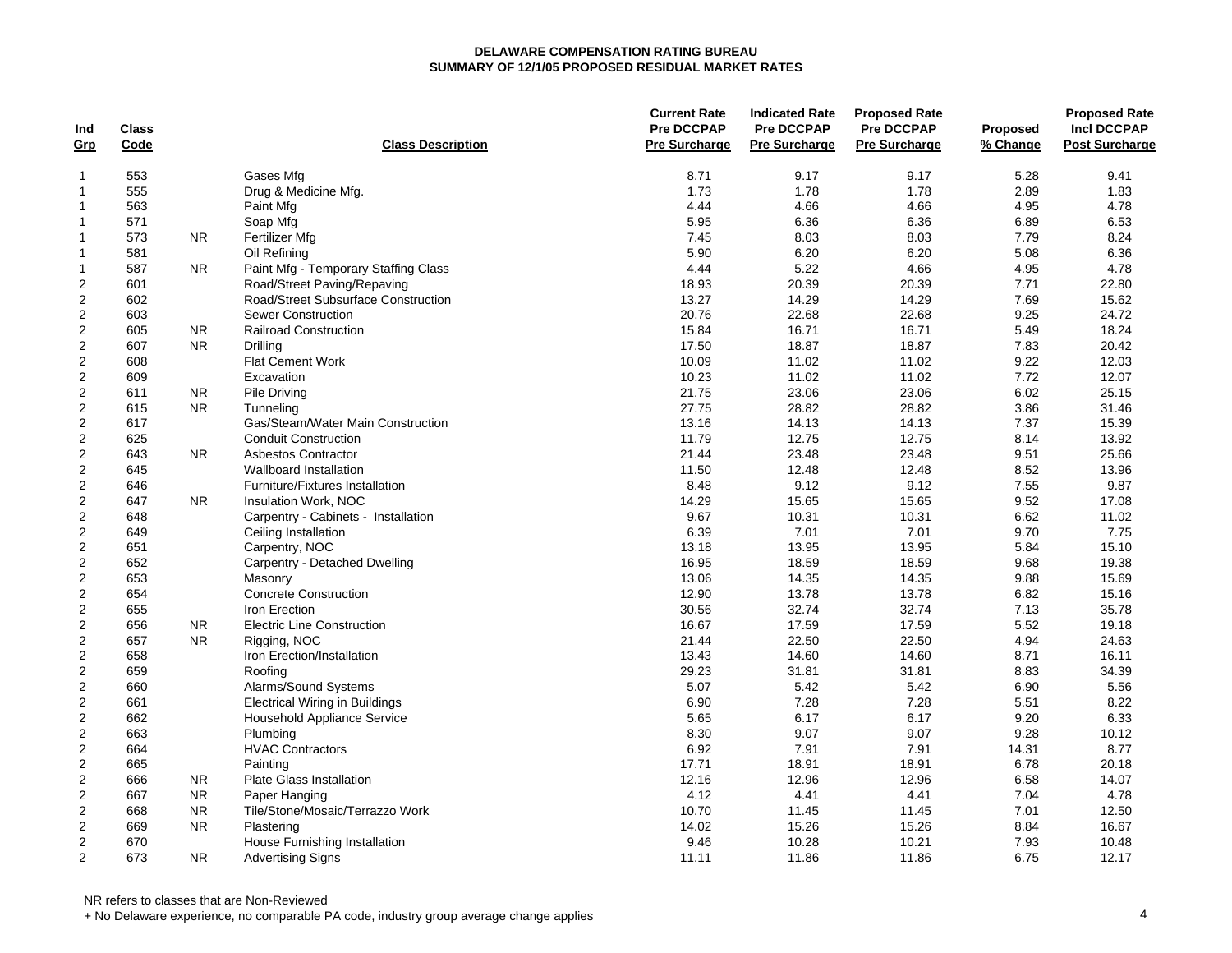**DELAWARE COMPENSATION RATING BUREAU**
**SUMMARY OF 12/1/05 PROPOSED RESIDUAL MARKET RATES**

| Ind Grp | Class Code | | Class Description | Current Rate Pre DCCPAP Pre Surcharge | Indicated Rate Pre DCCPAP Pre Surcharge | Proposed Rate Pre DCCPAP Pre Surcharge | Proposed % Change | Proposed Rate Incl DCCPAP Post Surcharge |
|---|---|---|---|---|---|---|---|---|
| 1 | 553 | | Gases Mfg | 8.71 | 9.17 | 9.17 | 5.28 | 9.41 |
| 1 | 555 | | Drug & Medicine Mfg. | 1.73 | 1.78 | 1.78 | 2.89 | 1.83 |
| 1 | 563 | | Paint Mfg | 4.44 | 4.66 | 4.66 | 4.95 | 4.78 |
| 1 | 571 | | Soap Mfg | 5.95 | 6.36 | 6.36 | 6.89 | 6.53 |
| 1 | 573 | NR | Fertilizer Mfg | 7.45 | 8.03 | 8.03 | 7.79 | 8.24 |
| 1 | 581 | | Oil Refining | 5.90 | 6.20 | 6.20 | 5.08 | 6.36 |
| 1 | 587 | NR | Paint Mfg - Temporary Staffing Class | 4.44 | 5.22 | 4.66 | 4.95 | 4.78 |
| 2 | 601 | | Road/Street Paving/Repaving | 18.93 | 20.39 | 20.39 | 7.71 | 22.80 |
| 2 | 602 | | Road/Street Subsurface Construction | 13.27 | 14.29 | 14.29 | 7.69 | 15.62 |
| 2 | 603 | | Sewer Construction | 20.76 | 22.68 | 22.68 | 9.25 | 24.72 |
| 2 | 605 | NR | Railroad Construction | 15.84 | 16.71 | 16.71 | 5.49 | 18.24 |
| 2 | 607 | NR | Drilling | 17.50 | 18.87 | 18.87 | 7.83 | 20.42 |
| 2 | 608 | | Flat Cement Work | 10.09 | 11.02 | 11.02 | 9.22 | 12.03 |
| 2 | 609 | | Excavation | 10.23 | 11.02 | 11.02 | 7.72 | 12.07 |
| 2 | 611 | NR | Pile Driving | 21.75 | 23.06 | 23.06 | 6.02 | 25.15 |
| 2 | 615 | NR | Tunneling | 27.75 | 28.82 | 28.82 | 3.86 | 31.46 |
| 2 | 617 | | Gas/Steam/Water Main Construction | 13.16 | 14.13 | 14.13 | 7.37 | 15.39 |
| 2 | 625 | | Conduit Construction | 11.79 | 12.75 | 12.75 | 8.14 | 13.92 |
| 2 | 643 | NR | Asbestos Contractor | 21.44 | 23.48 | 23.48 | 9.51 | 25.66 |
| 2 | 645 | | Wallboard Installation | 11.50 | 12.48 | 12.48 | 8.52 | 13.96 |
| 2 | 646 | | Furniture/Fixtures Installation | 8.48 | 9.12 | 9.12 | 7.55 | 9.87 |
| 2 | 647 | NR | Insulation Work, NOC | 14.29 | 15.65 | 15.65 | 9.52 | 17.08 |
| 2 | 648 | | Carpentry - Cabinets - Installation | 9.67 | 10.31 | 10.31 | 6.62 | 11.02 |
| 2 | 649 | | Ceiling Installation | 6.39 | 7.01 | 7.01 | 9.70 | 7.75 |
| 2 | 651 | | Carpentry, NOC | 13.18 | 13.95 | 13.95 | 5.84 | 15.10 |
| 2 | 652 | | Carpentry - Detached Dwelling | 16.95 | 18.59 | 18.59 | 9.68 | 19.38 |
| 2 | 653 | | Masonry | 13.06 | 14.35 | 14.35 | 9.88 | 15.69 |
| 2 | 654 | | Concrete Construction | 12.90 | 13.78 | 13.78 | 6.82 | 15.16 |
| 2 | 655 | | Iron Erection | 30.56 | 32.74 | 32.74 | 7.13 | 35.78 |
| 2 | 656 | NR | Electric Line Construction | 16.67 | 17.59 | 17.59 | 5.52 | 19.18 |
| 2 | 657 | NR | Rigging, NOC | 21.44 | 22.50 | 22.50 | 4.94 | 24.63 |
| 2 | 658 | | Iron Erection/Installation | 13.43 | 14.60 | 14.60 | 8.71 | 16.11 |
| 2 | 659 | | Roofing | 29.23 | 31.81 | 31.81 | 8.83 | 34.39 |
| 2 | 660 | | Alarms/Sound Systems | 5.07 | 5.42 | 5.42 | 6.90 | 5.56 |
| 2 | 661 | | Electrical Wiring in Buildings | 6.90 | 7.28 | 7.28 | 5.51 | 8.22 |
| 2 | 662 | | Household Appliance Service | 5.65 | 6.17 | 6.17 | 9.20 | 6.33 |
| 2 | 663 | | Plumbing | 8.30 | 9.07 | 9.07 | 9.28 | 10.12 |
| 2 | 664 | | HVAC Contractors | 6.92 | 7.91 | 7.91 | 14.31 | 8.77 |
| 2 | 665 | | Painting | 17.71 | 18.91 | 18.91 | 6.78 | 20.18 |
| 2 | 666 | NR | Plate Glass Installation | 12.16 | 12.96 | 12.96 | 6.58 | 14.07 |
| 2 | 667 | NR | Paper Hanging | 4.12 | 4.41 | 4.41 | 7.04 | 4.78 |
| 2 | 668 | NR | Tile/Stone/Mosaic/Terrazzo Work | 10.70 | 11.45 | 11.45 | 7.01 | 12.50 |
| 2 | 669 | NR | Plastering | 14.02 | 15.26 | 15.26 | 8.84 | 16.67 |
| 2 | 670 | | House Furnishing Installation | 9.46 | 10.28 | 10.21 | 7.93 | 10.48 |
| 2 | 673 | NR | Advertising Signs | 11.11 | 11.86 | 11.86 | 6.75 | 12.17 |

NR refers to classes that are Non-Reviewed

+ No Delaware experience, no comparable PA code, industry group average change applies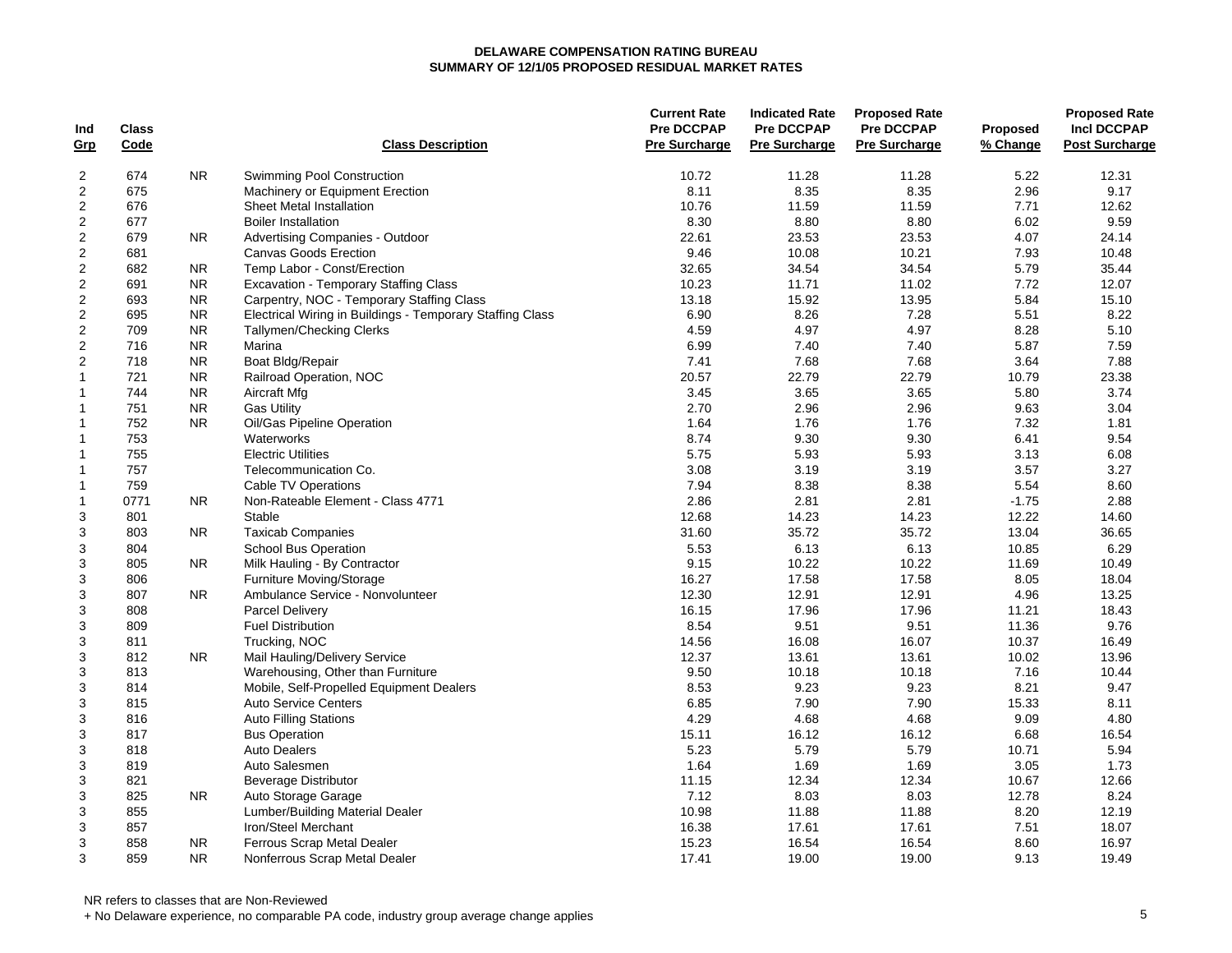**DELAWARE COMPENSATION RATING BUREAU**
**SUMMARY OF 12/1/05 PROPOSED RESIDUAL MARKET RATES**

| Ind Grp | Class Code | | Class Description | Current Rate Pre DCCPAP Pre Surcharge | Indicated Rate Pre DCCPAP Pre Surcharge | Proposed Rate Pre DCCPAP Pre Surcharge | Proposed % Change | Proposed Rate Incl DCCPAP Post Surcharge |
|---|---|---|---|---|---|---|---|---|
| 2 | 674 | NR | Swimming Pool Construction | 10.72 | 11.28 | 11.28 | 5.22 | 12.31 |
| 2 | 675 | | Machinery or Equipment Erection | 8.11 | 8.35 | 8.35 | 2.96 | 9.17 |
| 2 | 676 | | Sheet Metal Installation | 10.76 | 11.59 | 11.59 | 7.71 | 12.62 |
| 2 | 677 | | Boiler Installation | 8.30 | 8.80 | 8.80 | 6.02 | 9.59 |
| 2 | 679 | NR | Advertising Companies - Outdoor | 22.61 | 23.53 | 23.53 | 4.07 | 24.14 |
| 2 | 681 | | Canvas Goods Erection | 9.46 | 10.08 | 10.21 | 7.93 | 10.48 |
| 2 | 682 | NR | Temp Labor - Const/Erection | 32.65 | 34.54 | 34.54 | 5.79 | 35.44 |
| 2 | 691 | NR | Excavation - Temporary Staffing Class | 10.23 | 11.71 | 11.02 | 7.72 | 12.07 |
| 2 | 693 | NR | Carpentry, NOC - Temporary Staffing Class | 13.18 | 15.92 | 13.95 | 5.84 | 15.10 |
| 2 | 695 | NR | Electrical Wiring in Buildings - Temporary Staffing Class | 6.90 | 8.26 | 7.28 | 5.51 | 8.22 |
| 2 | 709 | NR | Tallymen/Checking Clerks | 4.59 | 4.97 | 4.97 | 8.28 | 5.10 |
| 2 | 716 | NR | Marina | 6.99 | 7.40 | 7.40 | 5.87 | 7.59 |
| 2 | 718 | NR | Boat Bldg/Repair | 7.41 | 7.68 | 7.68 | 3.64 | 7.88 |
| 1 | 721 | NR | Railroad Operation, NOC | 20.57 | 22.79 | 22.79 | 10.79 | 23.38 |
| 1 | 744 | NR | Aircraft Mfg | 3.45 | 3.65 | 3.65 | 5.80 | 3.74 |
| 1 | 751 | NR | Gas Utility | 2.70 | 2.96 | 2.96 | 9.63 | 3.04 |
| 1 | 752 | NR | Oil/Gas Pipeline Operation | 1.64 | 1.76 | 1.76 | 7.32 | 1.81 |
| 1 | 753 | | Waterworks | 8.74 | 9.30 | 9.30 | 6.41 | 9.54 |
| 1 | 755 | | Electric Utilities | 5.75 | 5.93 | 5.93 | 3.13 | 6.08 |
| 1 | 757 | | Telecommunication Co. | 3.08 | 3.19 | 3.19 | 3.57 | 3.27 |
| 1 | 759 | | Cable TV Operations | 7.94 | 8.38 | 8.38 | 5.54 | 8.60 |
| 1 | 0771 | NR | Non-Rateable Element - Class 4771 | 2.86 | 2.81 | 2.81 | -1.75 | 2.88 |
| 3 | 801 | | Stable | 12.68 | 14.23 | 14.23 | 12.22 | 14.60 |
| 3 | 803 | NR | Taxicab Companies | 31.60 | 35.72 | 35.72 | 13.04 | 36.65 |
| 3 | 804 | | School Bus Operation | 5.53 | 6.13 | 6.13 | 10.85 | 6.29 |
| 3 | 805 | NR | Milk Hauling - By Contractor | 9.15 | 10.22 | 10.22 | 11.69 | 10.49 |
| 3 | 806 | | Furniture Moving/Storage | 16.27 | 17.58 | 17.58 | 8.05 | 18.04 |
| 3 | 807 | NR | Ambulance Service - Nonvolunteer | 12.30 | 12.91 | 12.91 | 4.96 | 13.25 |
| 3 | 808 | | Parcel Delivery | 16.15 | 17.96 | 17.96 | 11.21 | 18.43 |
| 3 | 809 | | Fuel Distribution | 8.54 | 9.51 | 9.51 | 11.36 | 9.76 |
| 3 | 811 | | Trucking, NOC | 14.56 | 16.08 | 16.07 | 10.37 | 16.49 |
| 3 | 812 | NR | Mail Hauling/Delivery Service | 12.37 | 13.61 | 13.61 | 10.02 | 13.96 |
| 3 | 813 | | Warehousing, Other than Furniture | 9.50 | 10.18 | 10.18 | 7.16 | 10.44 |
| 3 | 814 | | Mobile, Self-Propelled Equipment Dealers | 8.53 | 9.23 | 9.23 | 8.21 | 9.47 |
| 3 | 815 | | Auto Service Centers | 6.85 | 7.90 | 7.90 | 15.33 | 8.11 |
| 3 | 816 | | Auto Filling Stations | 4.29 | 4.68 | 4.68 | 9.09 | 4.80 |
| 3 | 817 | | Bus Operation | 15.11 | 16.12 | 16.12 | 6.68 | 16.54 |
| 3 | 818 | | Auto Dealers | 5.23 | 5.79 | 5.79 | 10.71 | 5.94 |
| 3 | 819 | | Auto Salesmen | 1.64 | 1.69 | 1.69 | 3.05 | 1.73 |
| 3 | 821 | | Beverage Distributor | 11.15 | 12.34 | 12.34 | 10.67 | 12.66 |
| 3 | 825 | NR | Auto Storage Garage | 7.12 | 8.03 | 8.03 | 12.78 | 8.24 |
| 3 | 855 | | Lumber/Building Material Dealer | 10.98 | 11.88 | 11.88 | 8.20 | 12.19 |
| 3 | 857 | | Iron/Steel Merchant | 16.38 | 17.61 | 17.61 | 7.51 | 18.07 |
| 3 | 858 | NR | Ferrous Scrap Metal Dealer | 15.23 | 16.54 | 16.54 | 8.60 | 16.97 |
| 3 | 859 | NR | Nonferrous Scrap Metal Dealer | 17.41 | 19.00 | 19.00 | 9.13 | 19.49 |

NR refers to classes that are Non-Reviewed

+ No Delaware experience, no comparable PA code, industry group average change applies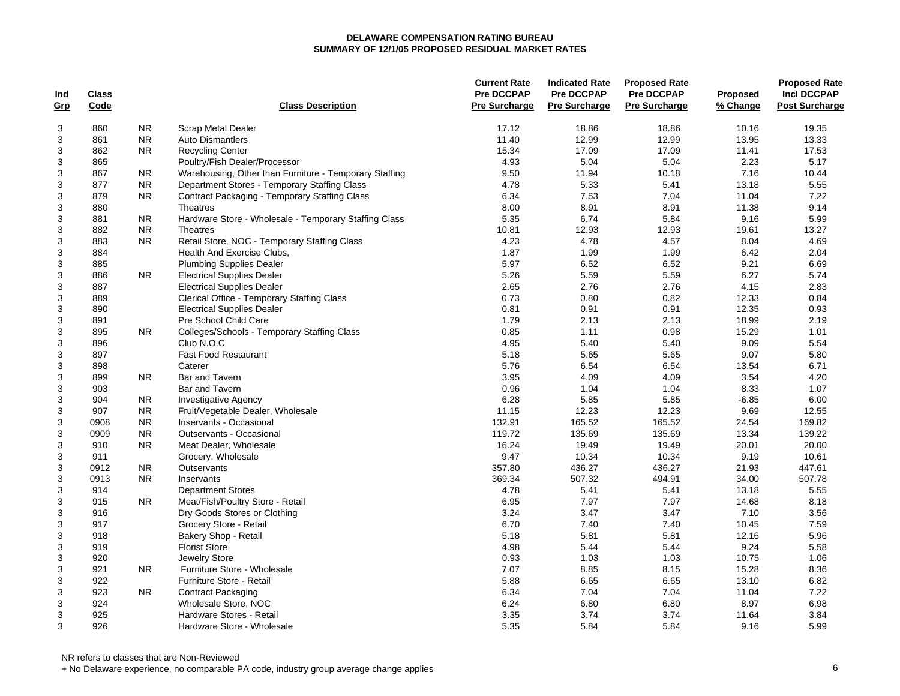**DELAWARE COMPENSATION RATING BUREAU**
**SUMMARY OF 12/1/05 PROPOSED RESIDUAL MARKET RATES**

| Ind Grp | Class Code | | Class Description | Current Rate Pre DCCPAP Pre Surcharge | Indicated Rate Pre DCCPAP Pre Surcharge | Proposed Rate Pre DCCPAP Pre Surcharge | Proposed % Change | Proposed Rate Incl DCCPAP Post Surcharge |
|---|---|---|---|---|---|---|---|---|
| 3 | 860 | NR | Scrap Metal Dealer | 17.12 | 18.86 | 18.86 | 10.16 | 19.35 |
| 3 | 861 | NR | Auto Dismantlers | 11.40 | 12.99 | 12.99 | 13.95 | 13.33 |
| 3 | 862 | NR | Recycling Center | 15.34 | 17.09 | 17.09 | 11.41 | 17.53 |
| 3 | 865 | | Poultry/Fish Dealer/Processor | 4.93 | 5.04 | 5.04 | 2.23 | 5.17 |
| 3 | 867 | NR | Warehousing, Other than Furniture - Temporary Staffing | 9.50 | 11.94 | 10.18 | 7.16 | 10.44 |
| 3 | 877 | NR | Department Stores - Temporary Staffing Class | 4.78 | 5.33 | 5.41 | 13.18 | 5.55 |
| 3 | 879 | NR | Contract Packaging - Temporary Staffing Class | 6.34 | 7.53 | 7.04 | 11.04 | 7.22 |
| 3 | 880 | | Theatres | 8.00 | 8.91 | 8.91 | 11.38 | 9.14 |
| 3 | 881 | NR | Hardware Store - Wholesale - Temporary Staffing Class | 5.35 | 6.74 | 5.84 | 9.16 | 5.99 |
| 3 | 882 | NR | Theatres | 10.81 | 12.93 | 12.93 | 19.61 | 13.27 |
| 3 | 883 | NR | Retail Store, NOC - Temporary Staffing Class | 4.23 | 4.78 | 4.57 | 8.04 | 4.69 |
| 3 | 884 | | Health And Exercise Clubs, | 1.87 | 1.99 | 1.99 | 6.42 | 2.04 |
| 3 | 885 | | Plumbing Supplies Dealer | 5.97 | 6.52 | 6.52 | 9.21 | 6.69 |
| 3 | 886 | NR | Electrical Supplies Dealer | 5.26 | 5.59 | 5.59 | 6.27 | 5.74 |
| 3 | 887 | | Electrical Supplies Dealer | 2.65 | 2.76 | 2.76 | 4.15 | 2.83 |
| 3 | 889 | | Clerical Office - Temporary Staffing Class | 0.73 | 0.80 | 0.82 | 12.33 | 0.84 |
| 3 | 890 | | Electrical Supplies Dealer | 0.81 | 0.91 | 0.91 | 12.35 | 0.93 |
| 3 | 891 | | Pre School Child Care | 1.79 | 2.13 | 2.13 | 18.99 | 2.19 |
| 3 | 895 | NR | Colleges/Schools - Temporary Staffing Class | 0.85 | 1.11 | 0.98 | 15.29 | 1.01 |
| 3 | 896 | | Club N.O.C | 4.95 | 5.40 | 5.40 | 9.09 | 5.54 |
| 3 | 897 | | Fast Food Restaurant | 5.18 | 5.65 | 5.65 | 9.07 | 5.80 |
| 3 | 898 | | Caterer | 5.76 | 6.54 | 6.54 | 13.54 | 6.71 |
| 3 | 899 | NR | Bar and Tavern | 3.95 | 4.09 | 4.09 | 3.54 | 4.20 |
| 3 | 903 | | Bar and Tavern | 0.96 | 1.04 | 1.04 | 8.33 | 1.07 |
| 3 | 904 | NR | Investigative Agency | 6.28 | 5.85 | 5.85 | -6.85 | 6.00 |
| 3 | 907 | NR | Fruit/Vegetable Dealer, Wholesale | 11.15 | 12.23 | 12.23 | 9.69 | 12.55 |
| 3 | 0908 | NR | Inservants - Occasional | 132.91 | 165.52 | 165.52 | 24.54 | 169.82 |
| 3 | 0909 | NR | Outservants - Occasional | 119.72 | 135.69 | 135.69 | 13.34 | 139.22 |
| 3 | 910 | NR | Meat Dealer, Wholesale | 16.24 | 19.49 | 19.49 | 20.01 | 20.00 |
| 3 | 911 | | Grocery, Wholesale | 9.47 | 10.34 | 10.34 | 9.19 | 10.61 |
| 3 | 0912 | NR | Outservants | 357.80 | 436.27 | 436.27 | 21.93 | 447.61 |
| 3 | 0913 | NR | Inservants | 369.34 | 507.32 | 494.91 | 34.00 | 507.78 |
| 3 | 914 | | Department Stores | 4.78 | 5.41 | 5.41 | 13.18 | 5.55 |
| 3 | 915 | NR | Meat/Fish/Poultry Store - Retail | 6.95 | 7.97 | 7.97 | 14.68 | 8.18 |
| 3 | 916 | | Dry Goods Stores or Clothing | 3.24 | 3.47 | 3.47 | 7.10 | 3.56 |
| 3 | 917 | | Grocery Store - Retail | 6.70 | 7.40 | 7.40 | 10.45 | 7.59 |
| 3 | 918 | | Bakery Shop - Retail | 5.18 | 5.81 | 5.81 | 12.16 | 5.96 |
| 3 | 919 | | Florist Store | 4.98 | 5.44 | 5.44 | 9.24 | 5.58 |
| 3 | 920 | | Jewelry Store | 0.93 | 1.03 | 1.03 | 10.75 | 1.06 |
| 3 | 921 | NR | Furniture Store - Wholesale | 7.07 | 8.85 | 8.15 | 15.28 | 8.36 |
| 3 | 922 | | Furniture Store - Retail | 5.88 | 6.65 | 6.65 | 13.10 | 6.82 |
| 3 | 923 | NR | Contract Packaging | 6.34 | 7.04 | 7.04 | 11.04 | 7.22 |
| 3 | 924 | | Wholesale Store, NOC | 6.24 | 6.80 | 6.80 | 8.97 | 6.98 |
| 3 | 925 | | Hardware Stores - Retail | 3.35 | 3.74 | 3.74 | 11.64 | 3.84 |
| 3 | 926 | | Hardware Store - Wholesale | 5.35 | 5.84 | 5.84 | 9.16 | 5.99 |

NR refers to classes that are Non-Reviewed

+ No Delaware experience, no comparable PA code, industry group average change applies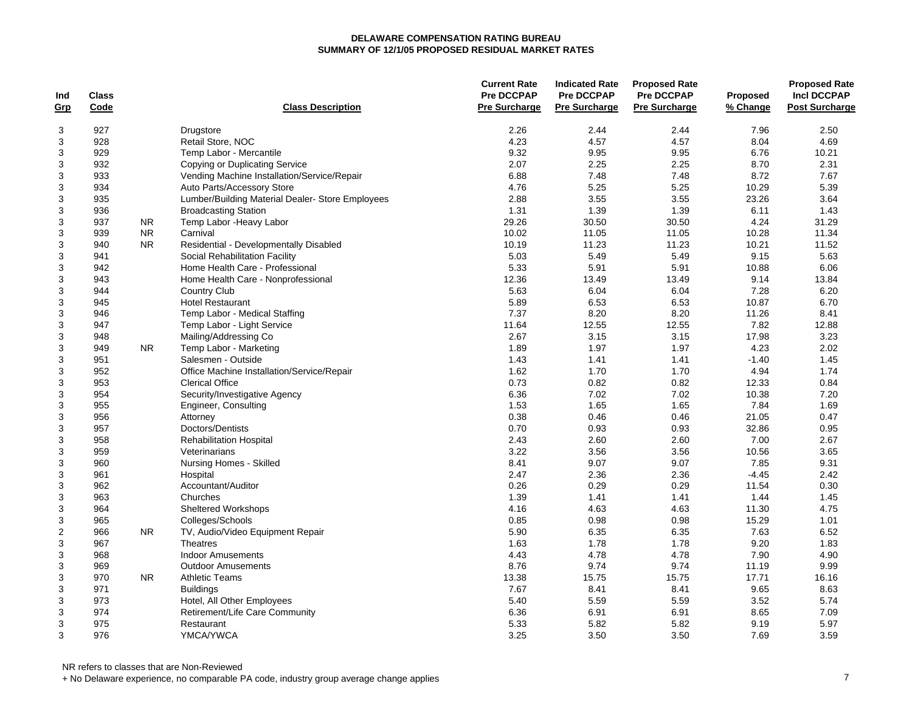**DELAWARE COMPENSATION RATING BUREAU**
**SUMMARY OF 12/1/05 PROPOSED RESIDUAL MARKET RATES**

| Ind Grp | Class Code | | Class Description | Current Rate Pre DCCPAP Pre Surcharge | Indicated Rate Pre DCCPAP Pre Surcharge | Proposed Rate Pre DCCPAP Pre Surcharge | Proposed % Change | Proposed Rate Incl DCCPAP Post Surcharge |
|---|---|---|---|---|---|---|---|---|
| 3 | 927 | | Drugstore | 2.26 | 2.44 | 2.44 | 7.96 | 2.50 |
| 3 | 928 | | Retail Store, NOC | 4.23 | 4.57 | 4.57 | 8.04 | 4.69 |
| 3 | 929 | | Temp Labor - Mercantile | 9.32 | 9.95 | 9.95 | 6.76 | 10.21 |
| 3 | 932 | | Copying or Duplicating Service | 2.07 | 2.25 | 2.25 | 8.70 | 2.31 |
| 3 | 933 | | Vending Machine Installation/Service/Repair | 6.88 | 7.48 | 7.48 | 8.72 | 7.67 |
| 3 | 934 | | Auto Parts/Accessory Store | 4.76 | 5.25 | 5.25 | 10.29 | 5.39 |
| 3 | 935 | | Lumber/Building Material Dealer- Store Employees | 2.88 | 3.55 | 3.55 | 23.26 | 3.64 |
| 3 | 936 | | Broadcasting Station | 1.31 | 1.39 | 1.39 | 6.11 | 1.43 |
| 3 | 937 | NR | Temp Labor -Heavy Labor | 29.26 | 30.50 | 30.50 | 4.24 | 31.29 |
| 3 | 939 | NR | Carnival | 10.02 | 11.05 | 11.05 | 10.28 | 11.34 |
| 3 | 940 | NR | Residential - Developmentally Disabled | 10.19 | 11.23 | 11.23 | 10.21 | 11.52 |
| 3 | 941 | | Social Rehabilitation Facility | 5.03 | 5.49 | 5.49 | 9.15 | 5.63 |
| 3 | 942 | | Home Health Care - Professional | 5.33 | 5.91 | 5.91 | 10.88 | 6.06 |
| 3 | 943 | | Home Health Care - Nonprofessional | 12.36 | 13.49 | 13.49 | 9.14 | 13.84 |
| 3 | 944 | | Country Club | 5.63 | 6.04 | 6.04 | 7.28 | 6.20 |
| 3 | 945 | | Hotel Restaurant | 5.89 | 6.53 | 6.53 | 10.87 | 6.70 |
| 3 | 946 | | Temp Labor - Medical Staffing | 7.37 | 8.20 | 8.20 | 11.26 | 8.41 |
| 3 | 947 | | Temp Labor - Light Service | 11.64 | 12.55 | 12.55 | 7.82 | 12.88 |
| 3 | 948 | | Mailing/Addressing Co | 2.67 | 3.15 | 3.15 | 17.98 | 3.23 |
| 3 | 949 | NR | Temp Labor - Marketing | 1.89 | 1.97 | 1.97 | 4.23 | 2.02 |
| 3 | 951 | | Salesmen - Outside | 1.43 | 1.41 | 1.41 | -1.40 | 1.45 |
| 3 | 952 | | Office Machine Installation/Service/Repair | 1.62 | 1.70 | 1.70 | 4.94 | 1.74 |
| 3 | 953 | | Clerical Office | 0.73 | 0.82 | 0.82 | 12.33 | 0.84 |
| 3 | 954 | | Security/Investigative Agency | 6.36 | 7.02 | 7.02 | 10.38 | 7.20 |
| 3 | 955 | | Engineer, Consulting | 1.53 | 1.65 | 1.65 | 7.84 | 1.69 |
| 3 | 956 | | Attorney | 0.38 | 0.46 | 0.46 | 21.05 | 0.47 |
| 3 | 957 | | Doctors/Dentists | 0.70 | 0.93 | 0.93 | 32.86 | 0.95 |
| 3 | 958 | | Rehabilitation Hospital | 2.43 | 2.60 | 2.60 | 7.00 | 2.67 |
| 3 | 959 | | Veterinarians | 3.22 | 3.56 | 3.56 | 10.56 | 3.65 |
| 3 | 960 | | Nursing Homes - Skilled | 8.41 | 9.07 | 9.07 | 7.85 | 9.31 |
| 3 | 961 | | Hospital | 2.47 | 2.36 | 2.36 | -4.45 | 2.42 |
| 3 | 962 | | Accountant/Auditor | 0.26 | 0.29 | 0.29 | 11.54 | 0.30 |
| 3 | 963 | | Churches | 1.39 | 1.41 | 1.41 | 1.44 | 1.45 |
| 3 | 964 | | Sheltered Workshops | 4.16 | 4.63 | 4.63 | 11.30 | 4.75 |
| 3 | 965 | | Colleges/Schools | 0.85 | 0.98 | 0.98 | 15.29 | 1.01 |
| 2 | 966 | NR | TV, Audio/Video Equipment Repair | 5.90 | 6.35 | 6.35 | 7.63 | 6.52 |
| 3 | 967 | | Theatres | 1.63 | 1.78 | 1.78 | 9.20 | 1.83 |
| 3 | 968 | | Indoor Amusements | 4.43 | 4.78 | 4.78 | 7.90 | 4.90 |
| 3 | 969 | | Outdoor Amusements | 8.76 | 9.74 | 9.74 | 11.19 | 9.99 |
| 3 | 970 | NR | Athletic Teams | 13.38 | 15.75 | 15.75 | 17.71 | 16.16 |
| 3 | 971 | | Buildings | 7.67 | 8.41 | 8.41 | 9.65 | 8.63 |
| 3 | 973 | | Hotel, All Other Employees | 5.40 | 5.59 | 5.59 | 3.52 | 5.74 |
| 3 | 974 | | Retirement/Life Care Community | 6.36 | 6.91 | 6.91 | 8.65 | 7.09 |
| 3 | 975 | | Restaurant | 5.33 | 5.82 | 5.82 | 9.19 | 5.97 |
| 3 | 976 | | YMCA/YWCA | 3.25 | 3.50 | 3.50 | 7.69 | 3.59 |

NR refers to classes that are Non-Reviewed

+ No Delaware experience, no comparable PA code, industry group average change applies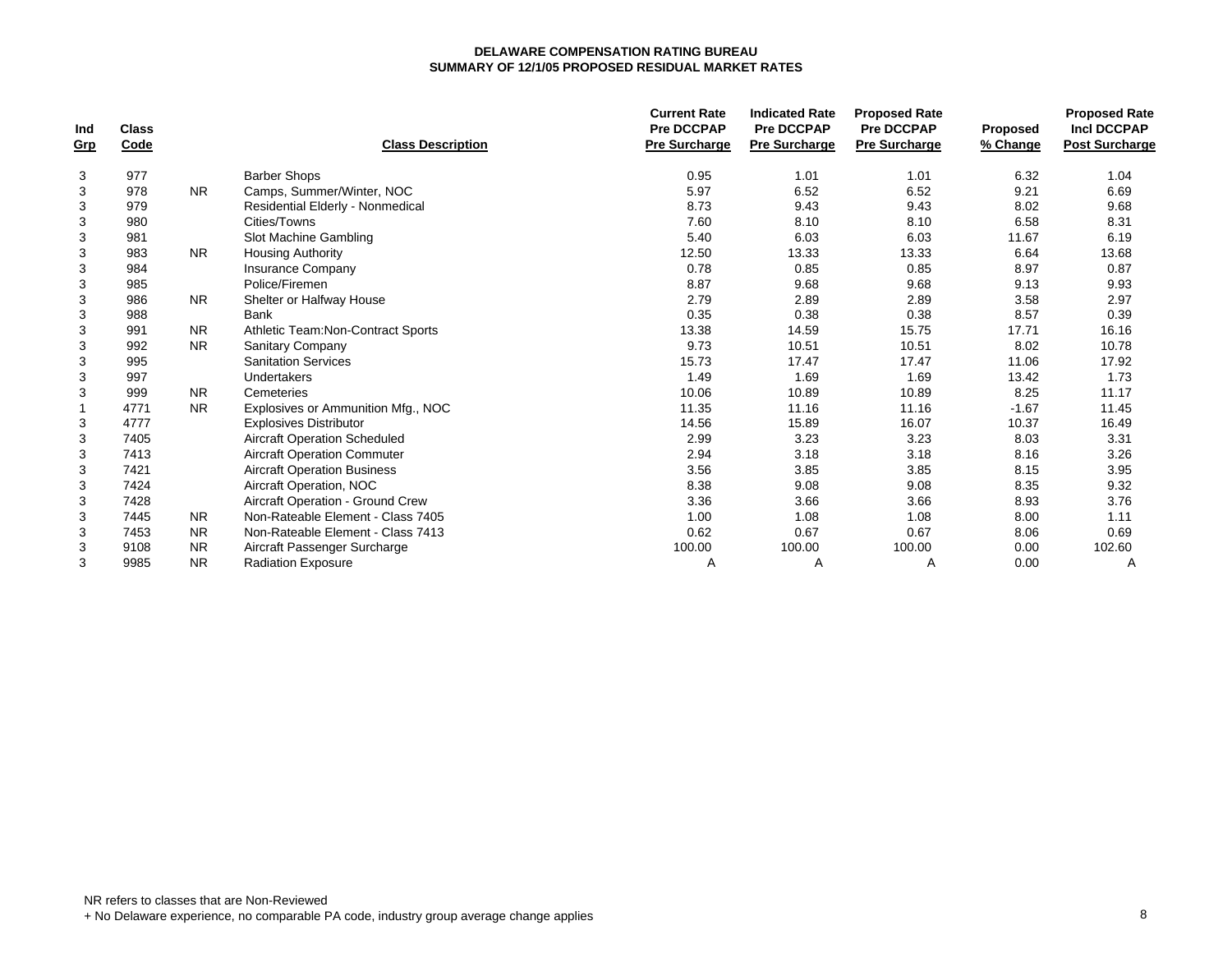**DELAWARE COMPENSATION RATING BUREAU**
**SUMMARY OF 12/1/05 PROPOSED RESIDUAL MARKET RATES**

| Ind Grp | Class Code | | Class Description | Current Rate Pre DCCPAP Pre Surcharge | Indicated Rate Pre DCCPAP Pre Surcharge | Proposed Rate Pre DCCPAP Pre Surcharge | Proposed % Change | Proposed Rate Incl DCCPAP Post Surcharge |
|---|---|---|---|---|---|---|---|---|
| 3 | 977 | | Barber Shops | 0.95 | 1.01 | 1.01 | 6.32 | 1.04 |
| 3 | 978 | NR | Camps, Summer/Winter, NOC | 5.97 | 6.52 | 6.52 | 9.21 | 6.69 |
| 3 | 979 | | Residential Elderly - Nonmedical | 8.73 | 9.43 | 9.43 | 8.02 | 9.68 |
| 3 | 980 | | Cities/Towns | 7.60 | 8.10 | 8.10 | 6.58 | 8.31 |
| 3 | 981 | | Slot Machine Gambling | 5.40 | 6.03 | 6.03 | 11.67 | 6.19 |
| 3 | 983 | NR | Housing Authority | 12.50 | 13.33 | 13.33 | 6.64 | 13.68 |
| 3 | 984 | | Insurance Company | 0.78 | 0.85 | 0.85 | 8.97 | 0.87 |
| 3 | 985 | | Police/Firemen | 8.87 | 9.68 | 9.68 | 9.13 | 9.93 |
| 3 | 986 | NR | Shelter or Halfway House | 2.79 | 2.89 | 2.89 | 3.58 | 2.97 |
| 3 | 988 | | Bank | 0.35 | 0.38 | 0.38 | 8.57 | 0.39 |
| 3 | 991 | NR | Athletic Team:Non-Contract Sports | 13.38 | 14.59 | 15.75 | 17.71 | 16.16 |
| 3 | 992 | NR | Sanitary Company | 9.73 | 10.51 | 10.51 | 8.02 | 10.78 |
| 3 | 995 | | Sanitation Services | 15.73 | 17.47 | 17.47 | 11.06 | 17.92 |
| 3 | 997 | | Undertakers | 1.49 | 1.69 | 1.69 | 13.42 | 1.73 |
| 3 | 999 | NR | Cemeteries | 10.06 | 10.89 | 10.89 | 8.25 | 11.17 |
| 1 | 4771 | NR | Explosives or Ammunition Mfg., NOC | 11.35 | 11.16 | 11.16 | -1.67 | 11.45 |
| 3 | 4777 | | Explosives Distributor | 14.56 | 15.89 | 16.07 | 10.37 | 16.49 |
| 3 | 7405 | | Aircraft Operation Scheduled | 2.99 | 3.23 | 3.23 | 8.03 | 3.31 |
| 3 | 7413 | | Aircraft Operation Commuter | 2.94 | 3.18 | 3.18 | 8.16 | 3.26 |
| 3 | 7421 | | Aircraft Operation Business | 3.56 | 3.85 | 3.85 | 8.15 | 3.95 |
| 3 | 7424 | | Aircraft Operation, NOC | 8.38 | 9.08 | 9.08 | 8.35 | 9.32 |
| 3 | 7428 | | Aircraft Operation - Ground Crew | 3.36 | 3.66 | 3.66 | 8.93 | 3.76 |
| 3 | 7445 | NR | Non-Rateable Element - Class 7405 | 1.00 | 1.08 | 1.08 | 8.00 | 1.11 |
| 3 | 7453 | NR | Non-Rateable Element - Class 7413 | 0.62 | 0.67 | 0.67 | 8.06 | 0.69 |
| 3 | 9108 | NR | Aircraft Passenger Surcharge | 100.00 | 100.00 | 100.00 | 0.00 | 102.60 |
| 3 | 9985 | NR | Radiation Exposure | A | A | A | 0.00 | A |

NR refers to classes that are Non-Reviewed
+ No Delaware experience, no comparable PA code, industry group average change applies